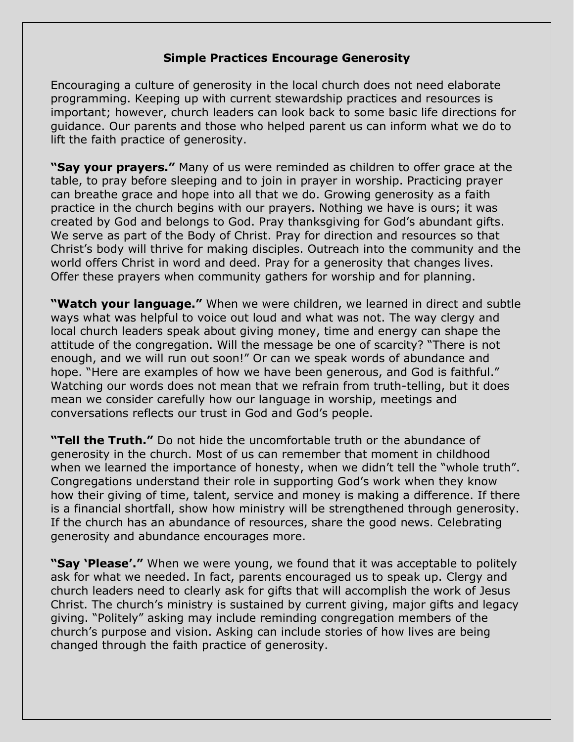# Simple Practices Encourage Generosity

Encouraging a culture of generosity in the local church does not need elaborate programming. Keeping up with current stewardship practices and resources is important; however, church leaders can look back to some basic life directions for guidance. Our parents and those who helped parent us can inform what we do to lift the faith practice of generosity.

**"Say your prayers."** Many of us were reminded as children to offer grace at the table, to pray before sleeping and to join in prayer in worship. Practicing prayer can breathe grace and hope into all that we do. Growing generosity as a faith practice in the church begins with our prayers. Nothing we have is ours; it was created by God and belongs to God. Pray thanksgiving for God's abundant gifts. We serve as part of the Body of Christ. Pray for direction and resources so that Christ's body will thrive for making disciples. Outreach into the community and the world offers Christ in word and deed. Pray for a generosity that changes lives. Offer these prayers when community gathers for worship and for planning.

**"Watch your language."** When we were children, we learned in direct and subtle ways what was helpful to voice out loud and what was not. The way clergy and local church leaders speak about giving money, time and energy can shape the attitude of the congregation. Will the message be one of scarcity? "There is not enough, and we will run out soon!" Or can we speak words of abundance and hope. "Here are examples of how we have been generous, and God is faithful." Watching our words does not mean that we refrain from truth-telling, but it does mean we consider carefully how our language in worship, meetings and conversations reflects our trust in God and God's people.

**"Tell the Truth."** Do not hide the uncomfortable truth or the abundance of generosity in the church. Most of us can remember that moment in childhood when we learned the importance of honesty, when we didn't tell the "whole truth". Congregations understand their role in supporting God's work when they know how their giving of time, talent, service and money is making a difference. If there is a financial shortfall, show how ministry will be strengthened through generosity. If the church has an abundance of resources, share the good news. Celebrating generosity and abundance encourages more.

**"Say 'Please'."** When we were young, we found that it was acceptable to politely ask for what we needed. In fact, parents encouraged us to speak up. Clergy and church leaders need to clearly ask for gifts that will accomplish the work of Jesus Christ. The church's ministry is sustained by current giving, major gifts and legacy giving. "Politely" asking may include reminding congregation members of the church's purpose and vision. Asking can include stories of how lives are being changed through the faith practice of generosity.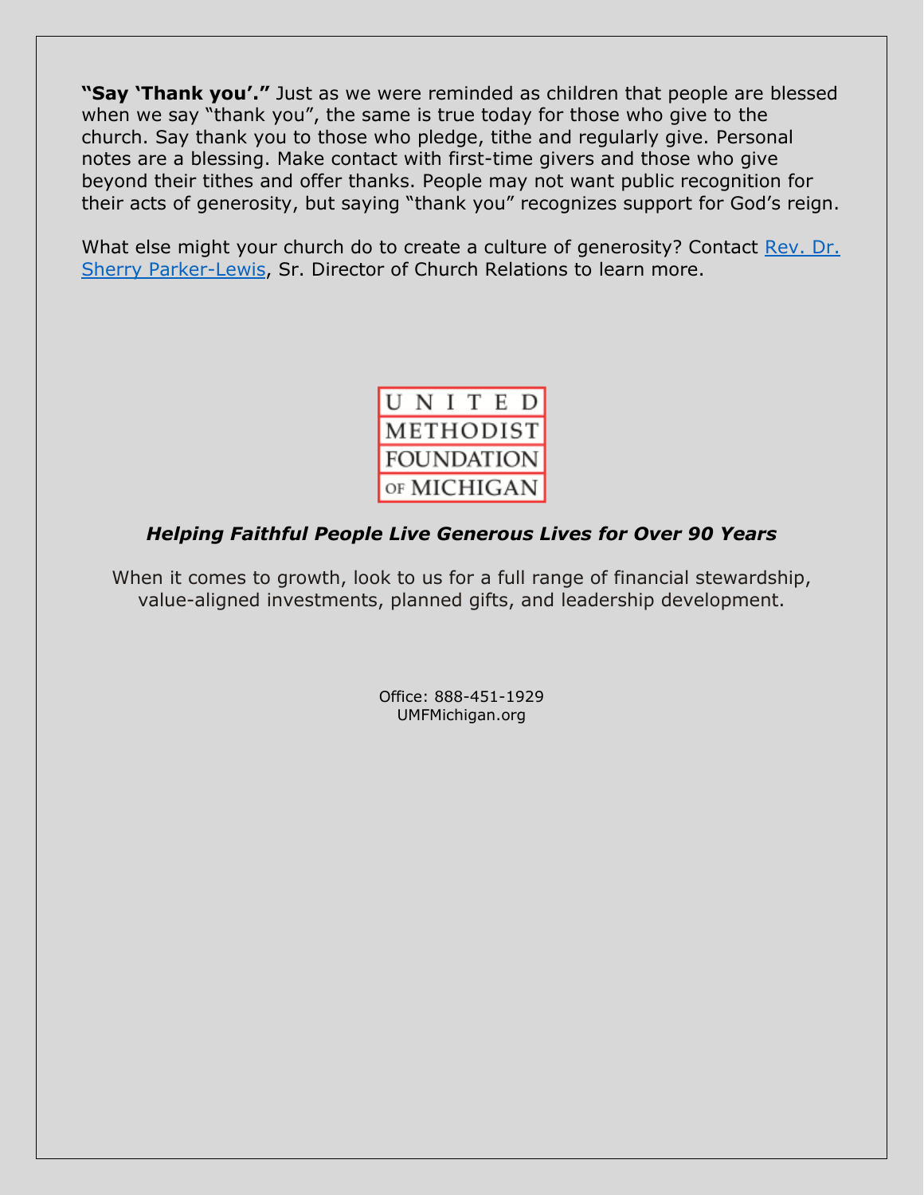**"Say 'Thank you'."** Just as we were reminded as children that people are blessed when we say "thank you", the same is true today for those who give to the church. Say thank you to those who pledge, tithe and regularly give. Personal notes are a blessing. Make contact with first-time givers and those who give beyond their tithes and offer thanks. People may not want public recognition for their acts of generosity, but saying "thank you" recognizes support for God's reign.

What else might your church do to create a culture of generosity? Contact Rev. Dr. Sherry Parker-Lewis, Sr. Director of Church Relations to learn more.

UNITED
METHODIST
FOUNDATION
OF MICHIGAN

***Helping Faithful People Live Generous Lives for Over 90 Years***

When it comes to growth, look to us for a full range of financial stewardship, value-aligned investments, planned gifts, and leadership development.

Office: 888-451-1929
UMFMichigan.org